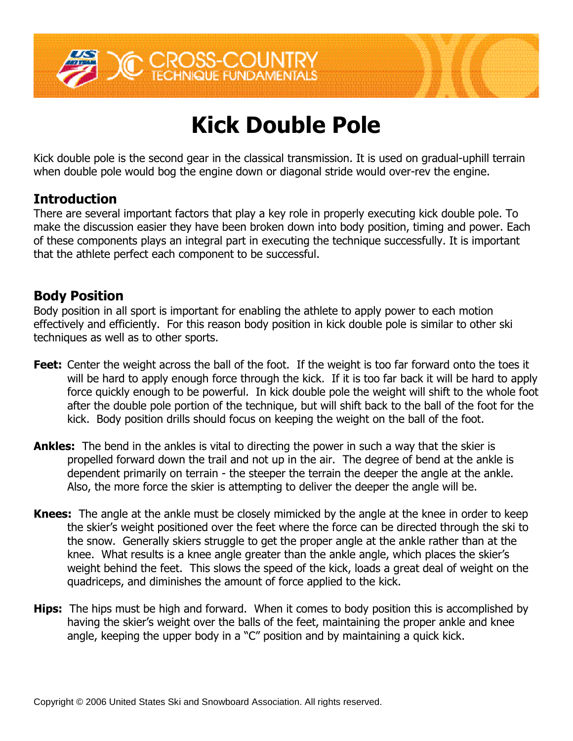# Kick Double Pole

Kick double pole is the second gear in the classical transmission. It is used on gradual-uphill terrain when double pole would bog the engine down or diagonal stride would over-rev the engine.

## Introduction

There are several important factors that play a key role in properly executing kick double pole. To make the discussion easier they have been broken down into body position, timing and power. Each of these components plays an integral part in executing the technique successfully. It is important that the athlete perfect each component to be successful.

## Body Position

Body position in all sport is important for enabling the athlete to apply power to each motion effectively and efficiently. For this reason body position in kick double pole is similar to other ski techniques as well as to other sports.

**Feet:** Center the weight across the ball of the foot. If the weight is too far forward onto the toes it will be hard to apply enough force through the kick. If it is too far back it will be hard to apply force quickly enough to be powerful. In kick double pole the weight will shift to the whole foot after the double pole portion of the technique, but will shift back to the ball of the foot for the kick. Body position drills should focus on keeping the weight on the ball of the foot.

**Ankles:** The bend in the ankles is vital to directing the power in such a way that the skier is propelled forward down the trail and not up in the air. The degree of bend at the ankle is dependent primarily on terrain - the steeper the terrain the deeper the angle at the ankle. Also, the more force the skier is attempting to deliver the deeper the angle will be.

**Knees:** The angle at the ankle must be closely mimicked by the angle at the knee in order to keep the skier's weight positioned over the feet where the force can be directed through the ski to the snow. Generally skiers struggle to get the proper angle at the ankle rather than at the knee. What results is a knee angle greater than the ankle angle, which places the skier's weight behind the feet. This slows the speed of the kick, loads a great deal of weight on the quadriceps, and diminishes the amount of force applied to the kick.

**Hips:** The hips must be high and forward. When it comes to body position this is accomplished by having the skier's weight over the balls of the feet, maintaining the proper ankle and knee angle, keeping the upper body in a "C" position and by maintaining a quick kick.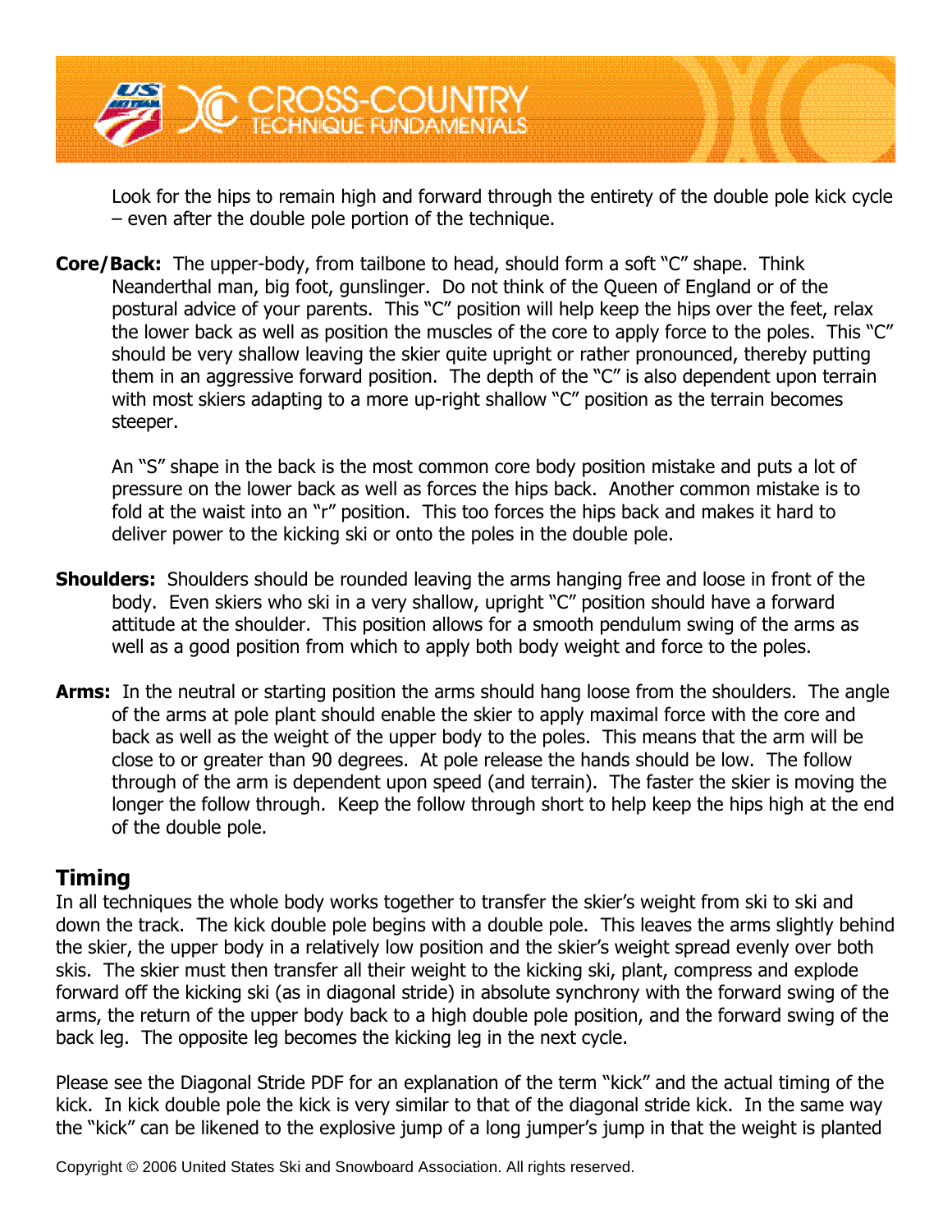Look for the hips to remain high and forward through the entirety of the double pole kick cycle – even after the double pole portion of the technique.

**Core/Back:** The upper-body, from tailbone to head, should form a soft "C" shape. Think Neanderthal man, big foot, gunslinger. Do not think of the Queen of England or of the postural advice of your parents. This "C" position will help keep the hips over the feet, relax the lower back as well as position the muscles of the core to apply force to the poles. This "C" should be very shallow leaving the skier quite upright or rather pronounced, thereby putting them in an aggressive forward position. The depth of the "C" is also dependent upon terrain with most skiers adapting to a more up-right shallow "C" position as the terrain becomes steeper.

An "S" shape in the back is the most common core body position mistake and puts a lot of pressure on the lower back as well as forces the hips back. Another common mistake is to fold at the waist into an "r" position. This too forces the hips back and makes it hard to deliver power to the kicking ski or onto the poles in the double pole.

**Shoulders:** Shoulders should be rounded leaving the arms hanging free and loose in front of the body. Even skiers who ski in a very shallow, upright "C" position should have a forward attitude at the shoulder. This position allows for a smooth pendulum swing of the arms as well as a good position from which to apply both body weight and force to the poles.

**Arms:** In the neutral or starting position the arms should hang loose from the shoulders. The angle of the arms at pole plant should enable the skier to apply maximal force with the core and back as well as the weight of the upper body to the poles. This means that the arm will be close to or greater than 90 degrees. At pole release the hands should be low. The follow through of the arm is dependent upon speed (and terrain). The faster the skier is moving the longer the follow through. Keep the follow through short to help keep the hips high at the end of the double pole.

## Timing

In all techniques the whole body works together to transfer the skier's weight from ski to ski and down the track. The kick double pole begins with a double pole. This leaves the arms slightly behind the skier, the upper body in a relatively low position and the skier's weight spread evenly over both skis. The skier must then transfer all their weight to the kicking ski, plant, compress and explode forward off the kicking ski (as in diagonal stride) in absolute synchrony with the forward swing of the arms, the return of the upper body back to a high double pole position, and the forward swing of the back leg. The opposite leg becomes the kicking leg in the next cycle.

Please see the Diagonal Stride PDF for an explanation of the term "kick" and the actual timing of the kick. In kick double pole the kick is very similar to that of the diagonal stride kick. In the same way the "kick" can be likened to the explosive jump of a long jumper's jump in that the weight is planted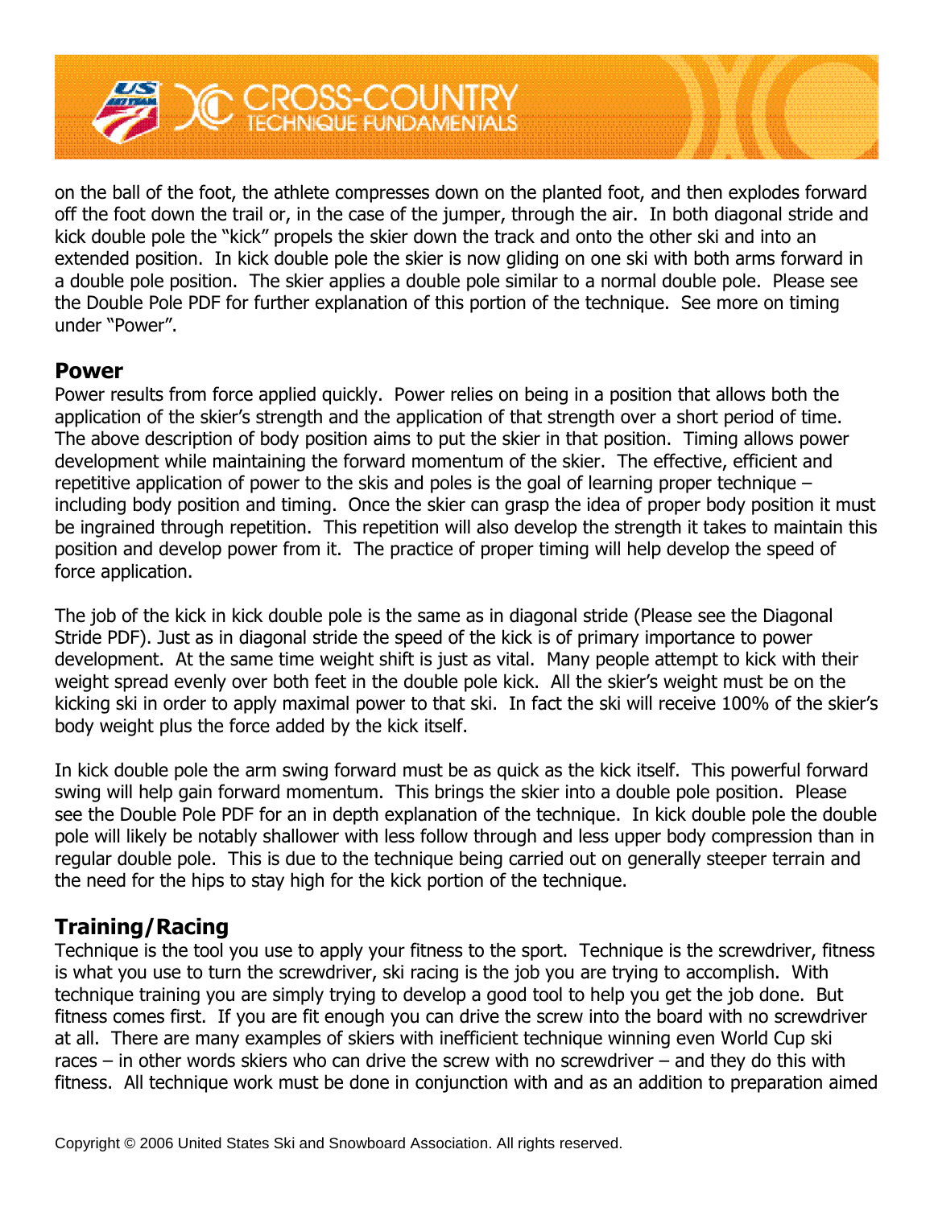on the ball of the foot, the athlete compresses down on the planted foot, and then explodes forward off the foot down the trail or, in the case of the jumper, through the air. In both diagonal stride and kick double pole the "kick" propels the skier down the track and onto the other ski and into an extended position. In kick double pole the skier is now gliding on one ski with both arms forward in a double pole position. The skier applies a double pole similar to a normal double pole. Please see the Double Pole PDF for further explanation of this portion of the technique. See more on timing under "Power".

## Power

Power results from force applied quickly. Power relies on being in a position that allows both the application of the skier's strength and the application of that strength over a short period of time. The above description of body position aims to put the skier in that position. Timing allows power development while maintaining the forward momentum of the skier. The effective, efficient and repetitive application of power to the skis and poles is the goal of learning proper technique – including body position and timing. Once the skier can grasp the idea of proper body position it must be ingrained through repetition. This repetition will also develop the strength it takes to maintain this position and develop power from it. The practice of proper timing will help develop the speed of force application.

The job of the kick in kick double pole is the same as in diagonal stride (Please see the Diagonal Stride PDF). Just as in diagonal stride the speed of the kick is of primary importance to power development. At the same time weight shift is just as vital. Many people attempt to kick with their weight spread evenly over both feet in the double pole kick. All the skier's weight must be on the kicking ski in order to apply maximal power to that ski. In fact the ski will receive 100% of the skier's body weight plus the force added by the kick itself.

In kick double pole the arm swing forward must be as quick as the kick itself. This powerful forward swing will help gain forward momentum. This brings the skier into a double pole position. Please see the Double Pole PDF for an in depth explanation of the technique. In kick double pole the double pole will likely be notably shallower with less follow through and less upper body compression than in regular double pole. This is due to the technique being carried out on generally steeper terrain and the need for the hips to stay high for the kick portion of the technique.

## Training/Racing

Technique is the tool you use to apply your fitness to the sport. Technique is the screwdriver, fitness is what you use to turn the screwdriver, ski racing is the job you are trying to accomplish. With technique training you are simply trying to develop a good tool to help you get the job done. But fitness comes first. If you are fit enough you can drive the screw into the board with no screwdriver at all. There are many examples of skiers with inefficient technique winning even World Cup ski races – in other words skiers who can drive the screw with no screwdriver – and they do this with fitness. All technique work must be done in conjunction with and as an addition to preparation aimed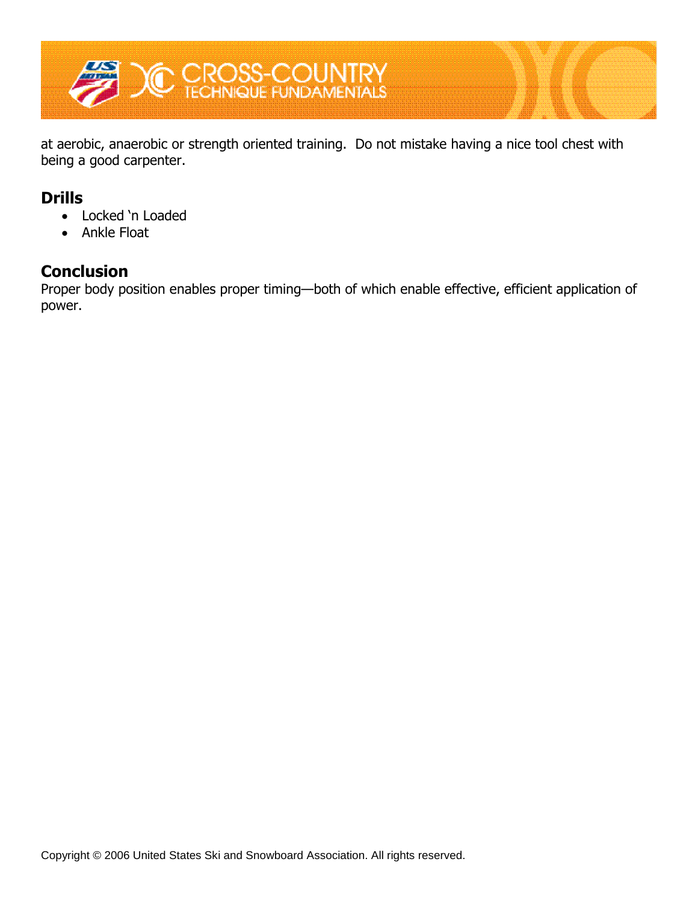at aerobic, anaerobic or strength oriented training.  Do not mistake having a nice tool chest with being a good carpenter.

## Drills

- Locked 'n Loaded
- Ankle Float

## Conclusion

Proper body position enables proper timing—both of which enable effective, efficient application of power.

Copyright © 2006 United States Ski and Snowboard Association. All rights reserved.